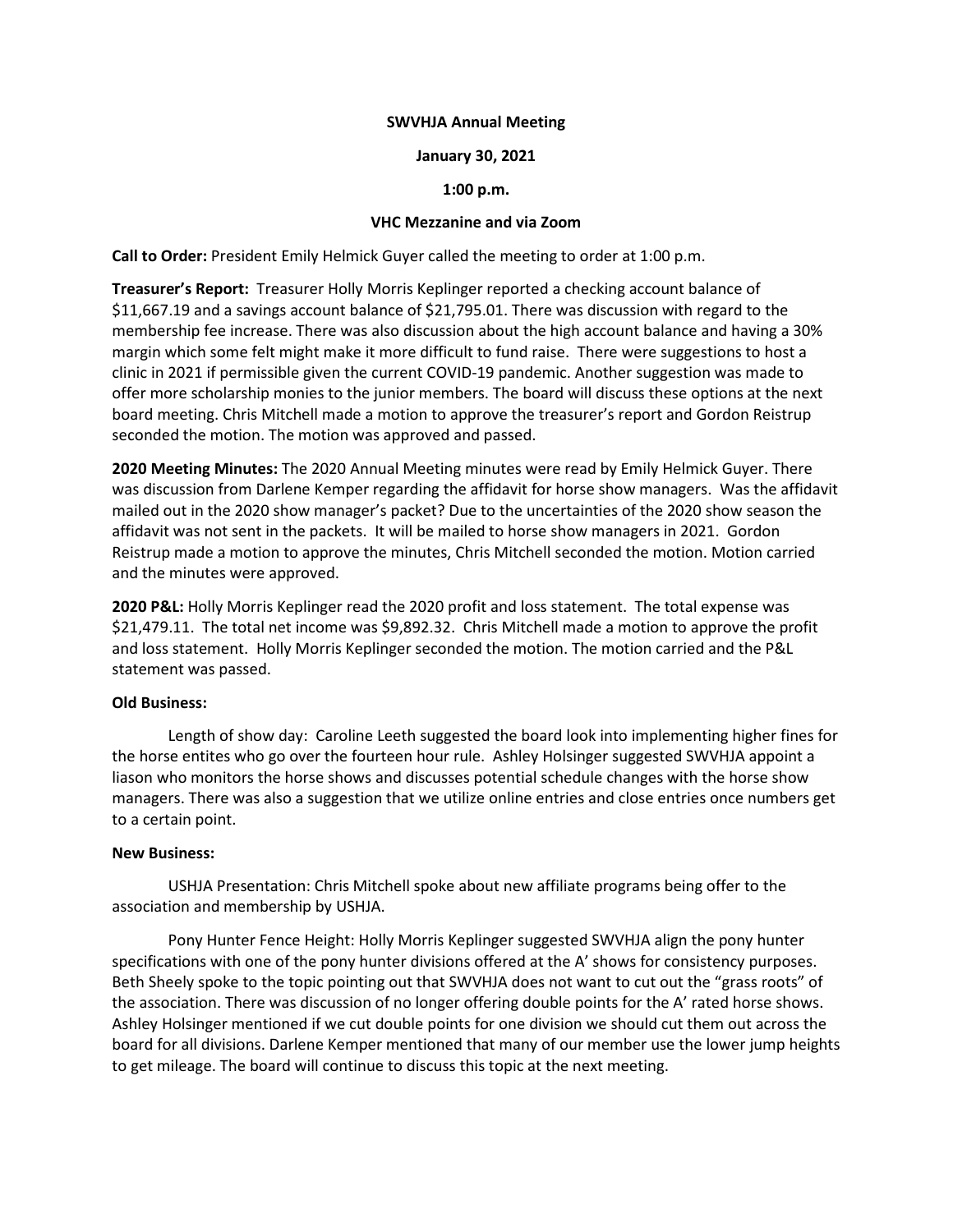**SWVHJA Annual Meeting**

**January 30, 2021**

**1:00 p.m.**

**VHC Mezzanine and via Zoom**

**Call to Order:** President Emily Helmick Guyer called the meeting to order at 1:00 p.m.

**Treasurer's Report:** Treasurer Holly Morris Keplinger reported a checking account balance of $11,667.19 and a savings account balance of $21,795.01. There was discussion with regard to the membership fee increase. There was also discussion about the high account balance and having a 30% margin which some felt might make it more difficult to fund raise. There were suggestions to host a clinic in 2021 if permissible given the current COVID-19 pandemic. Another suggestion was made to offer more scholarship monies to the junior members. The board will discuss these options at the next board meeting. Chris Mitchell made a motion to approve the treasurer's report and Gordon Reistrup seconded the motion. The motion was approved and passed.

**2020 Meeting Minutes:** The 2020 Annual Meeting minutes were read by Emily Helmick Guyer. There was discussion from Darlene Kemper regarding the affidavit for horse show managers. Was the affidavit mailed out in the 2020 show manager's packet? Due to the uncertainties of the 2020 show season the affidavit was not sent in the packets. It will be mailed to horse show managers in 2021. Gordon Reistrup made a motion to approve the minutes, Chris Mitchell seconded the motion. Motion carried and the minutes were approved.

**2020 P&L:** Holly Morris Keplinger read the 2020 profit and loss statement. The total expense was $21,479.11. The total net income was $9,892.32. Chris Mitchell made a motion to approve the profit and loss statement. Holly Morris Keplinger seconded the motion. The motion carried and the P&L statement was passed.

**Old Business:**

Length of show day: Caroline Leeth suggested the board look into implementing higher fines for the horse entites who go over the fourteen hour rule. Ashley Holsinger suggested SWVHJA appoint a liason who monitors the horse shows and discusses potential schedule changes with the horse show managers. There was also a suggestion that we utilize online entries and close entries once numbers get to a certain point.

**New Business:**

USHJA Presentation: Chris Mitchell spoke about new affiliate programs being offer to the association and membership by USHJA.

Pony Hunter Fence Height: Holly Morris Keplinger suggested SWVHJA align the pony hunter specifications with one of the pony hunter divisions offered at the A' shows for consistency purposes. Beth Sheely spoke to the topic pointing out that SWVHJA does not want to cut out the "grass roots" of the association. There was discussion of no longer offering double points for the A' rated horse shows. Ashley Holsinger mentioned if we cut double points for one division we should cut them out across the board for all divisions. Darlene Kemper mentioned that many of our member use the lower jump heights to get mileage. The board will continue to discuss this topic at the next meeting.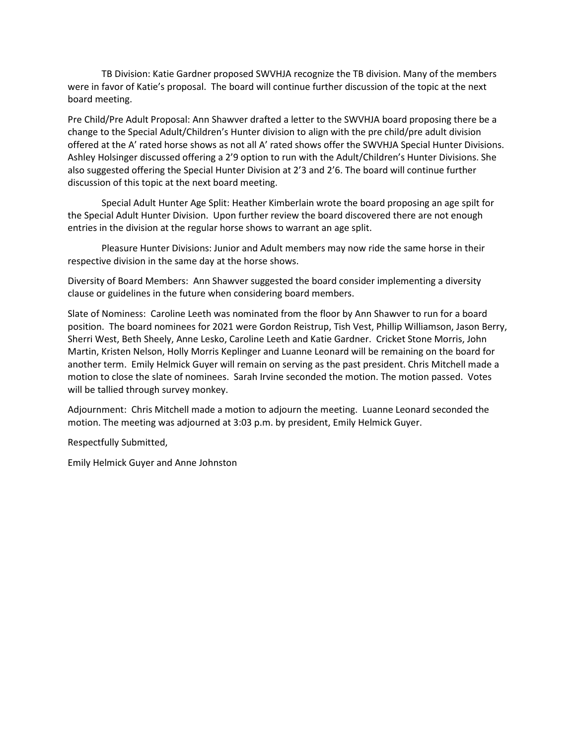TB Division: Katie Gardner proposed SWVHJA recognize the TB division. Many of the members were in favor of Katie's proposal. The board will continue further discussion of the topic at the next board meeting.

Pre Child/Pre Adult Proposal: Ann Shawver drafted a letter to the SWVHJA board proposing there be a change to the Special Adult/Children's Hunter division to align with the pre child/pre adult division offered at the A' rated horse shows as not all A' rated shows offer the SWVHJA Special Hunter Divisions. Ashley Holsinger discussed offering a 2'9 option to run with the Adult/Children's Hunter Divisions. She also suggested offering the Special Hunter Division at 2'3 and 2'6. The board will continue further discussion of this topic at the next board meeting.

Special Adult Hunter Age Split: Heather Kimberlain wrote the board proposing an age spilt for the Special Adult Hunter Division. Upon further review the board discovered there are not enough entries in the division at the regular horse shows to warrant an age split.

Pleasure Hunter Divisions: Junior and Adult members may now ride the same horse in their respective division in the same day at the horse shows.

Diversity of Board Members: Ann Shawver suggested the board consider implementing a diversity clause or guidelines in the future when considering board members.

Slate of Nominess: Caroline Leeth was nominated from the floor by Ann Shawver to run for a board position. The board nominees for 2021 were Gordon Reistrup, Tish Vest, Phillip Williamson, Jason Berry, Sherri West, Beth Sheely, Anne Lesko, Caroline Leeth and Katie Gardner. Cricket Stone Morris, John Martin, Kristen Nelson, Holly Morris Keplinger and Luanne Leonard will be remaining on the board for another term. Emily Helmick Guyer will remain on serving as the past president. Chris Mitchell made a motion to close the slate of nominees. Sarah Irvine seconded the motion. The motion passed. Votes will be tallied through survey monkey.

Adjournment: Chris Mitchell made a motion to adjourn the meeting. Luanne Leonard seconded the motion. The meeting was adjourned at 3:03 p.m. by president, Emily Helmick Guyer.

Respectfully Submitted,

Emily Helmick Guyer and Anne Johnston